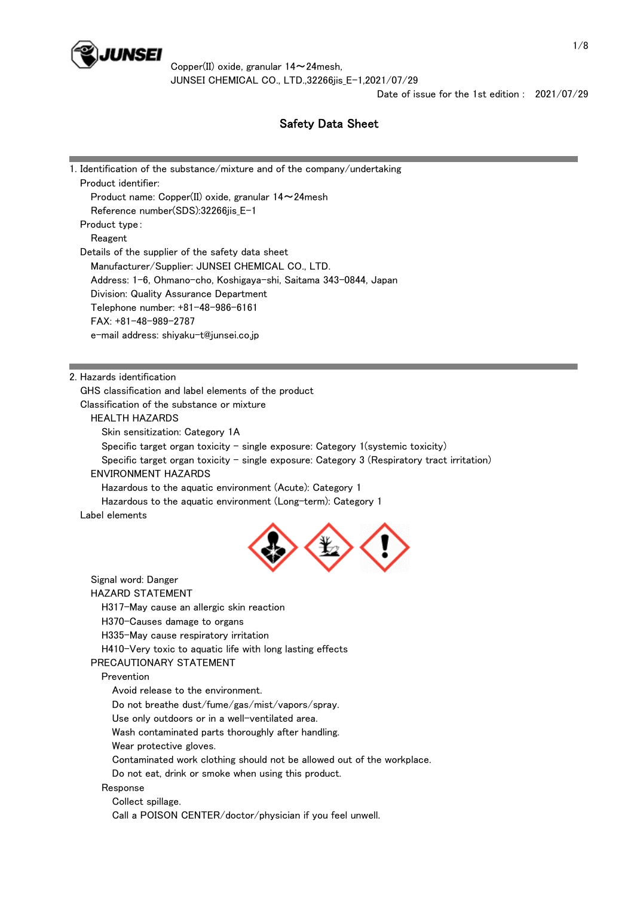Copper(II) oxide, granular 14～24mesh,
JUNSEI CHEMICAL CO., LTD.,32266jis_E-1,2021/07/29

Date of issue for the 1st edition : 2021/07/29

# Safety Data Sheet

## 1. Identification of the substance/mixture and of the company/undertaking

Product identifier:

Product name: Copper(II) oxide, granular 14～24mesh

Reference number(SDS):32266jis_E-1

Product type：

Reagent

Details of the supplier of the safety data sheet

Manufacturer/Supplier: JUNSEI CHEMICAL CO., LTD.

Address: 1-6, Ohmano-cho, Koshigaya-shi, Saitama 343-0844, Japan

Division: Quality Assurance Department

Telephone number: +81-48-986-6161

FAX: +81-48-989-2787

e-mail address: shiyaku-t@junsei.co.jp

## 2. Hazards identification

GHS classification and label elements of the product

Classification of the substance or mixture

HEALTH HAZARDS

- Skin sensitization: Category 1A
- Specific target organ toxicity - single exposure: Category 1(systemic toxicity)
- Specific target organ toxicity - single exposure: Category 3 (Respiratory tract irritation)

ENVIRONMENT HAZARDS

- Hazardous to the aquatic environment (Acute): Category 1
- Hazardous to the aquatic environment (Long-term): Category 1

Label elements

Signal word: Danger

HAZARD STATEMENT

- H317-May cause an allergic skin reaction
- H370-Causes damage to organs
- H335-May cause respiratory irritation
- H410-Very toxic to aquatic life with long lasting effects

PRECAUTIONARY STATEMENT

Prevention

- Avoid release to the environment.
- Do not breathe dust/fume/gas/mist/vapors/spray.
- Use only outdoors or in a well-ventilated area.
- Wash contaminated parts thoroughly after handling.
- Wear protective gloves.
- Contaminated work clothing should not be allowed out of the workplace.
- Do not eat, drink or smoke when using this product.

Response

- Collect spillage.
- Call a POISON CENTER/doctor/physician if you feel unwell.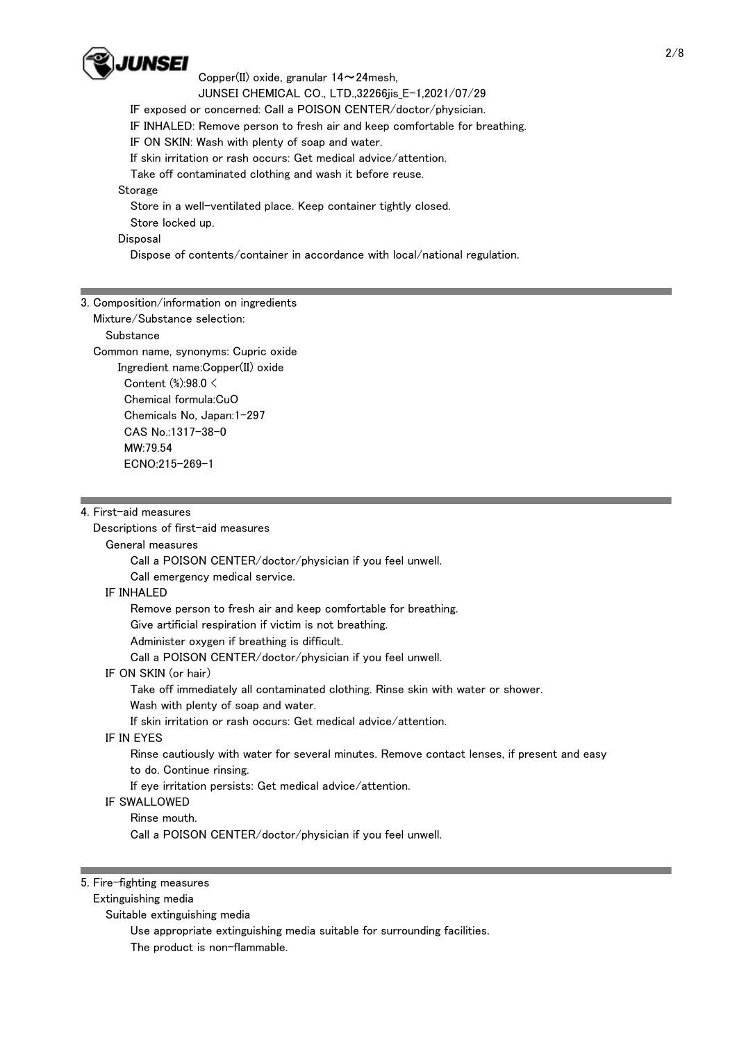IF exposed or concerned: Call a POISON CENTER/doctor/physician.
IF INHALED: Remove person to fresh air and keep comfortable for breathing.
IF ON SKIN: Wash with plenty of soap and water.
If skin irritation or rash occurs: Get medical advice/attention.
Take off contaminated clothing and wash it before reuse.

Storage

Store in a well-ventilated place. Keep container tightly closed.
Store locked up.

Disposal

Dispose of contents/container in accordance with local/national regulation.

## 3. Composition/information on ingredients

Mixture/Substance selection:

Substance

Common name, synonyms: Cupric oxide

Ingredient name:Copper(II) oxide
Content (%):98.0 <
Chemical formula:CuO
Chemicals No, Japan:1-297
CAS No.:1317-38-0
MW:79.54
ECNO:215-269-1

## 4. First-aid measures

Descriptions of first-aid measures

General measures

Call a POISON CENTER/doctor/physician if you feel unwell.
Call emergency medical service.

IF INHALED

Remove person to fresh air and keep comfortable for breathing.
Give artificial respiration if victim is not breathing.
Administer oxygen if breathing is difficult.
Call a POISON CENTER/doctor/physician if you feel unwell.

IF ON SKIN (or hair)

Take off immediately all contaminated clothing. Rinse skin with water or shower.
Wash with plenty of soap and water.
If skin irritation or rash occurs: Get medical advice/attention.

IF IN EYES

Rinse cautiously with water for several minutes. Remove contact lenses, if present and easy to do. Continue rinsing.
If eye irritation persists: Get medical advice/attention.

IF SWALLOWED

Rinse mouth.
Call a POISON CENTER/doctor/physician if you feel unwell.

## 5. Fire-fighting measures

Extinguishing media

Suitable extinguishing media

Use appropriate extinguishing media suitable for surrounding facilities.
The product is non-flammable.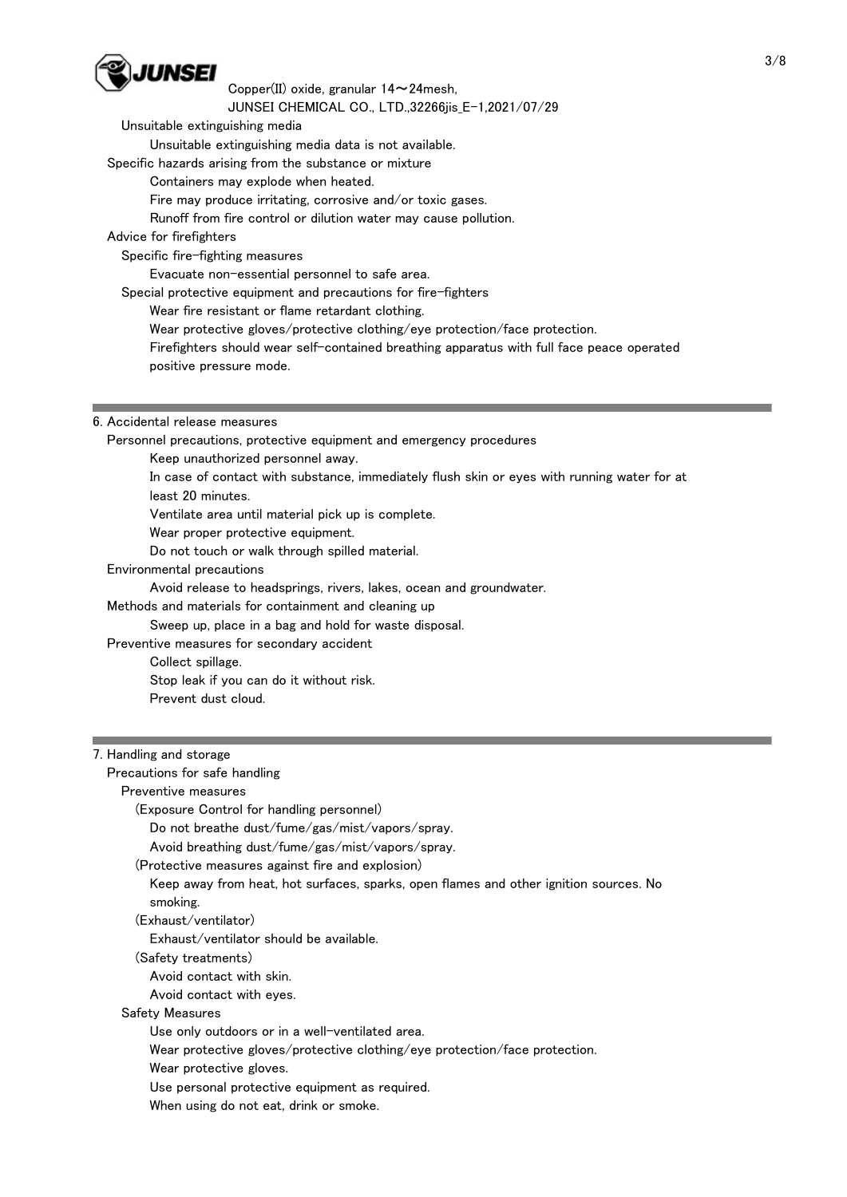Unsuitable extinguishing media

Unsuitable extinguishing media data is not available.

Specific hazards arising from the substance or mixture

Containers may explode when heated.

Fire may produce irritating, corrosive and/or toxic gases.

Runoff from fire control or dilution water may cause pollution.

Advice for firefighters

Specific fire-fighting measures

Evacuate non-essential personnel to safe area.

Special protective equipment and precautions for fire-fighters

Wear fire resistant or flame retardant clothing.

Wear protective gloves/protective clothing/eye protection/face protection.

Firefighters should wear self-contained breathing apparatus with full face peace operated positive pressure mode.

## 6. Accidental release measures

Personnel precautions, protective equipment and emergency procedures

Keep unauthorized personnel away.

In case of contact with substance, immediately flush skin or eyes with running water for at least 20 minutes.

Ventilate area until material pick up is complete.

Wear proper protective equipment.

Do not touch or walk through spilled material.

Environmental precautions

Avoid release to headsprings, rivers, lakes, ocean and groundwater.

Methods and materials for containment and cleaning up

Sweep up, place in a bag and hold for waste disposal.

Preventive measures for secondary accident

Collect spillage.

Stop leak if you can do it without risk.

Prevent dust cloud.

## 7. Handling and storage

Precautions for safe handling

Preventive measures

(Exposure Control for handling personnel)

Do not breathe dust/fume/gas/mist/vapors/spray.

Avoid breathing dust/fume/gas/mist/vapors/spray.

(Protective measures against fire and explosion)

Keep away from heat, hot surfaces, sparks, open flames and other ignition sources. No smoking.

(Exhaust/ventilator)

Exhaust/ventilator should be available.

(Safety treatments)

Avoid contact with skin.

Avoid contact with eyes.

Safety Measures

Use only outdoors or in a well-ventilated area.

Wear protective gloves/protective clothing/eye protection/face protection.

Wear protective gloves.

Use personal protective equipment as required.

When using do not eat, drink or smoke.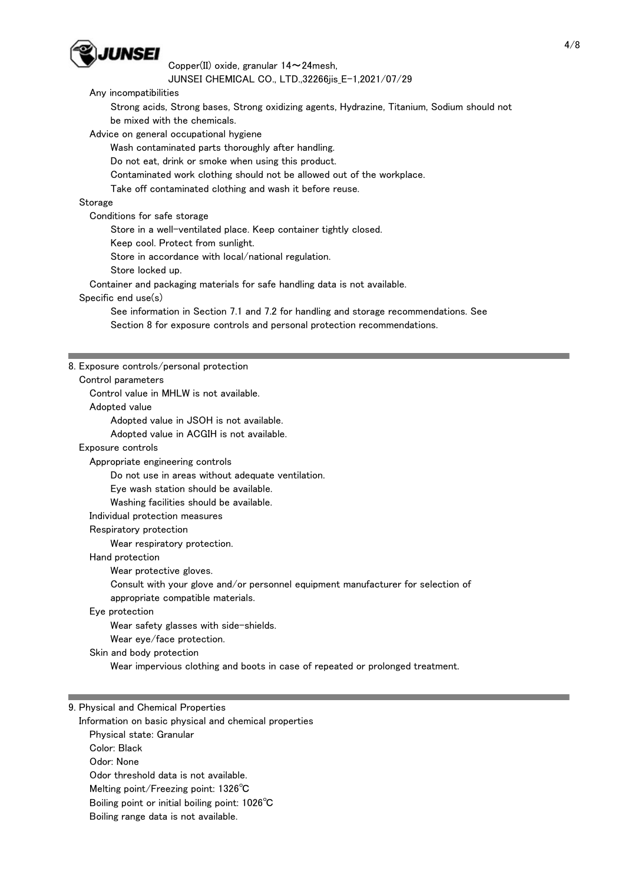Any incompatibilities

Strong acids, Strong bases, Strong oxidizing agents, Hydrazine, Titanium, Sodium should not be mixed with the chemicals.

Advice on general occupational hygiene

Wash contaminated parts thoroughly after handling.
Do not eat, drink or smoke when using this product.
Contaminated work clothing should not be allowed out of the workplace.
Take off contaminated clothing and wash it before reuse.

Storage

Conditions for safe storage

Store in a well-ventilated place. Keep container tightly closed.
Keep cool. Protect from sunlight.
Store in accordance with local/national regulation.
Store locked up.

Container and packaging materials for safe handling data is not available.

Specific end use(s)

See information in Section 7.1 and 7.2 for handling and storage recommendations. See Section 8 for exposure controls and personal protection recommendations.

## 8. Exposure controls/personal protection

Control parameters

Control value in MHLW is not available.

Adopted value

Adopted value in JSOH is not available.
Adopted value in ACGIH is not available.

Exposure controls

Appropriate engineering controls

Do not use in areas without adequate ventilation.
Eye wash station should be available.
Washing facilities should be available.

Individual protection measures

Respiratory protection

Wear respiratory protection.

Hand protection

Wear protective gloves.
Consult with your glove and/or personnel equipment manufacturer for selection of appropriate compatible materials.

Eye protection

Wear safety glasses with side-shields.
Wear eye/face protection.

Skin and body protection

Wear impervious clothing and boots in case of repeated or prolonged treatment.

## 9. Physical and Chemical Properties

Information on basic physical and chemical properties

Physical state: Granular
Color: Black
Odor: None
Odor threshold data is not available.
Melting point/Freezing point: 1326℃
Boiling point or initial boiling point: 1026℃
Boiling range data is not available.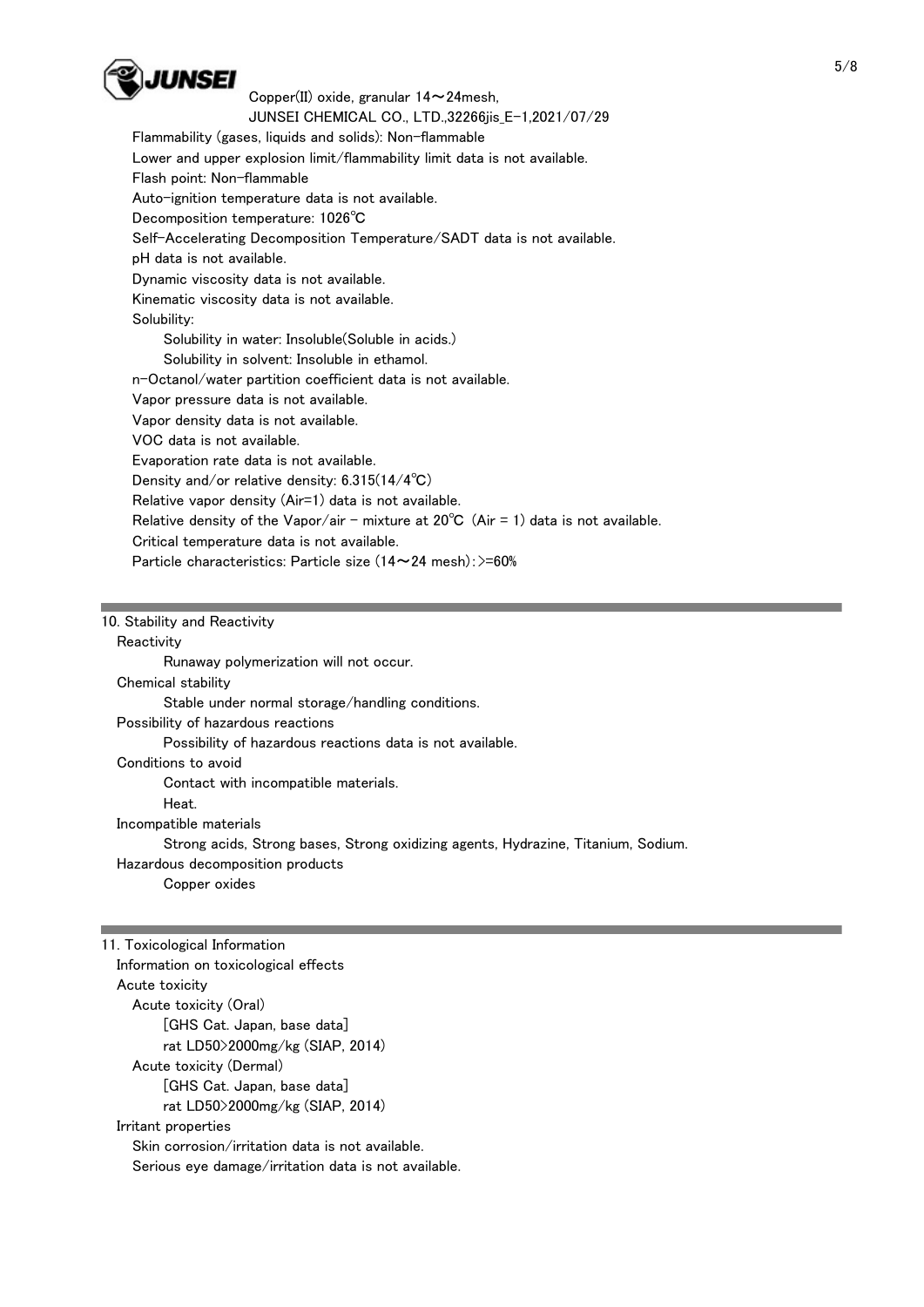Flammability (gases, liquids and solids): Non-flammable

Lower and upper explosion limit/flammability limit data is not available.

Flash point: Non-flammable

Auto-ignition temperature data is not available.

Decomposition temperature: 1026℃

Self-Accelerating Decomposition Temperature/SADT data is not available.

pH data is not available.

Dynamic viscosity data is not available.

Kinematic viscosity data is not available.

Solubility:

Solubility in water: Insoluble(Soluble in acids.)

Solubility in solvent: Insoluble in ethamol.

n-Octanol/water partition coefficient data is not available.

Vapor pressure data is not available.

Vapor density data is not available.

VOC data is not available.

Evaporation rate data is not available.

Density and/or relative density: 6.315(14/4℃)

Relative vapor density (Air=1) data is not available.

Relative density of the Vapor/air - mixture at 20℃ (Air = 1) data is not available.

Critical temperature data is not available.

Particle characteristics: Particle size (14～24 mesh):>=60%

## 10. Stability and Reactivity

**Reactivity**

Runaway polymerization will not occur.

**Chemical stability**

Stable under normal storage/handling conditions.

**Possibility of hazardous reactions**

Possibility of hazardous reactions data is not available.

**Conditions to avoid**

Contact with incompatible materials.

Heat.

**Incompatible materials**

Strong acids, Strong bases, Strong oxidizing agents, Hydrazine, Titanium, Sodium.

**Hazardous decomposition products**

Copper oxides

## 11. Toxicological Information

**Information on toxicological effects**

**Acute toxicity**

Acute toxicity (Oral)

[GHS Cat. Japan, base data]

rat LD50>2000mg/kg (SIAP, 2014)

Acute toxicity (Dermal)

[GHS Cat. Japan, base data]

rat LD50>2000mg/kg (SIAP, 2014)

**Irritant properties**

Skin corrosion/irritation data is not available.

Serious eye damage/irritation data is not available.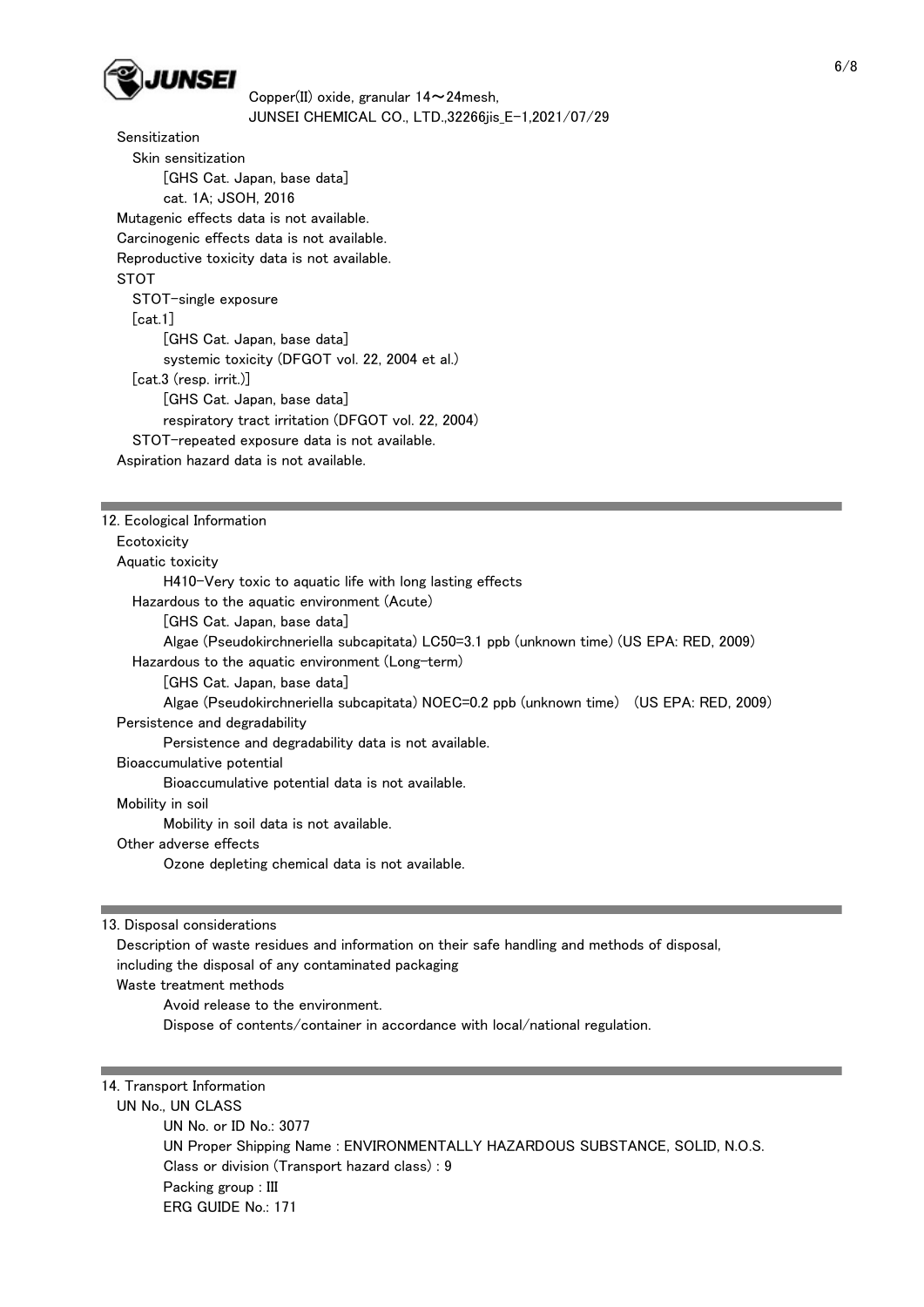Sensitization

Skin sensitization

[GHS Cat. Japan, base data]

cat. 1A; JSOH, 2016

Mutagenic effects data is not available.

Carcinogenic effects data is not available.

Reproductive toxicity data is not available.

STOT

STOT-single exposure

[cat.1]

[GHS Cat. Japan, base data]

systemic toxicity (DFGOT vol. 22, 2004 et al.)

[cat.3 (resp. irrit.)]

[GHS Cat. Japan, base data]

respiratory tract irritation (DFGOT vol. 22, 2004)

STOT-repeated exposure data is not available.

Aspiration hazard data is not available.

## 12. Ecological Information

Ecotoxicity

Aquatic toxicity

H410-Very toxic to aquatic life with long lasting effects

Hazardous to the aquatic environment (Acute)

[GHS Cat. Japan, base data]

Algae (Pseudokirchneriella subcapitata) LC50=3.1 ppb (unknown time) (US EPA: RED, 2009)

Hazardous to the aquatic environment (Long-term)

[GHS Cat. Japan, base data]

Algae (Pseudokirchneriella subcapitata) NOEC=0.2 ppb (unknown time) (US EPA: RED, 2009)

Persistence and degradability

Persistence and degradability data is not available.

Bioaccumulative potential

Bioaccumulative potential data is not available.

Mobility in soil

Mobility in soil data is not available.

Other adverse effects

Ozone depleting chemical data is not available.

## 13. Disposal considerations

Description of waste residues and information on their safe handling and methods of disposal, including the disposal of any contaminated packaging

Waste treatment methods

Avoid release to the environment.

Dispose of contents/container in accordance with local/national regulation.

## 14. Transport Information

UN No., UN CLASS

UN No. or ID No.: 3077

UN Proper Shipping Name : ENVIRONMENTALLY HAZARDOUS SUBSTANCE, SOLID, N.O.S.

Class or division (Transport hazard class) : 9

Packing group : III

ERG GUIDE No.: 171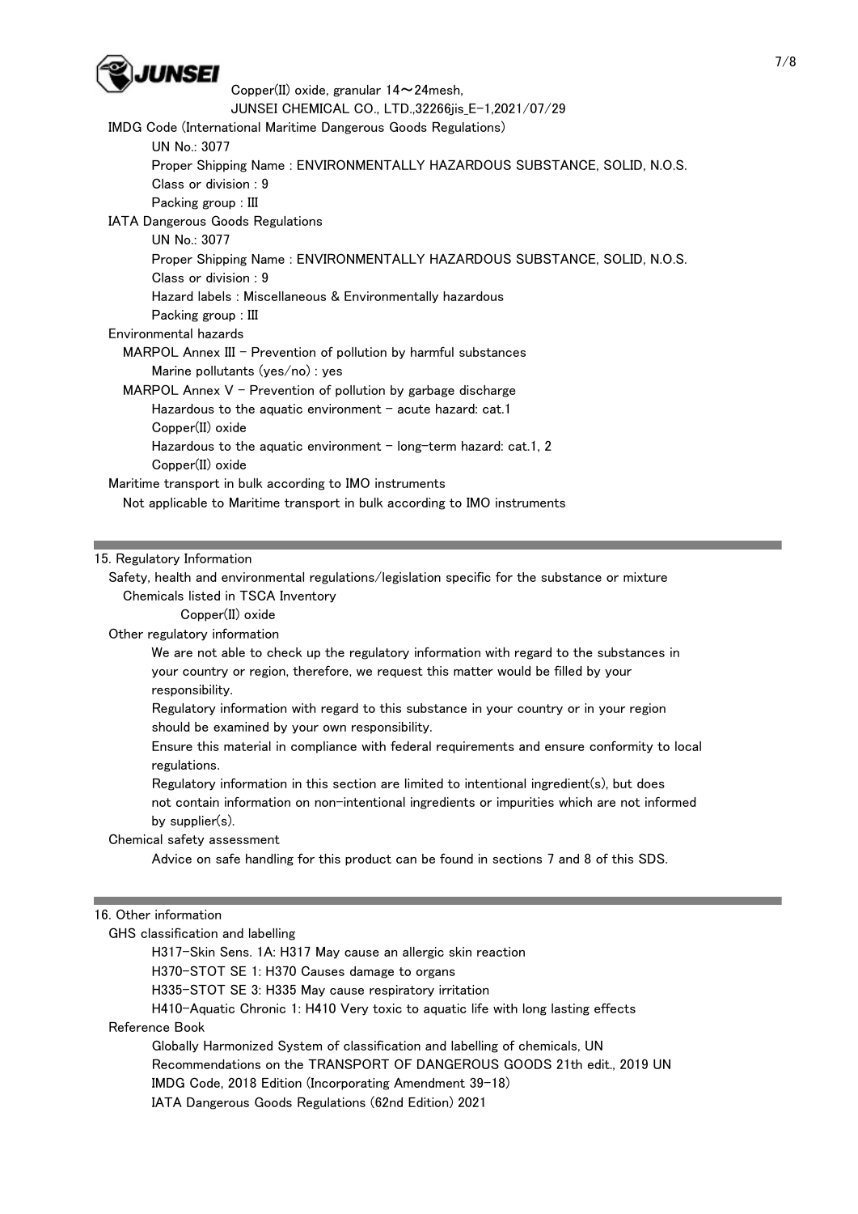IMDG Code (International Maritime Dangerous Goods Regulations)

UN No.: 3077

Proper Shipping Name : ENVIRONMENTALLY HAZARDOUS SUBSTANCE, SOLID, N.O.S.

Class or division : 9

Packing group : III

IATA Dangerous Goods Regulations

UN No.: 3077

Proper Shipping Name : ENVIRONMENTALLY HAZARDOUS SUBSTANCE, SOLID, N.O.S.

Class or division : 9

Hazard labels : Miscellaneous & Environmentally hazardous

Packing group : III

Environmental hazards

MARPOL Annex III - Prevention of pollution by harmful substances

Marine pollutants (yes/no) : yes

MARPOL Annex V - Prevention of pollution by garbage discharge

Hazardous to the aquatic environment - acute hazard: cat.1

Copper(II) oxide

Hazardous to the aquatic environment - long-term hazard: cat.1, 2

Copper(II) oxide

Maritime transport in bulk according to IMO instruments

Not applicable to Maritime transport in bulk according to IMO instruments

## 15. Regulatory Information

Safety, health and environmental regulations/legislation specific for the substance or mixture

Chemicals listed in TSCA Inventory

Copper(II) oxide

Other regulatory information

We are not able to check up the regulatory information with regard to the substances in your country or region, therefore, we request this matter would be filled by your responsibility.

Regulatory information with regard to this substance in your country or in your region should be examined by your own responsibility.

Ensure this material in compliance with federal requirements and ensure conformity to local regulations.

Regulatory information in this section are limited to intentional ingredient(s), but does not contain information on non-intentional ingredients or impurities which are not informed by supplier(s).

Chemical safety assessment

Advice on safe handling for this product can be found in sections 7 and 8 of this SDS.

## 16. Other information

GHS classification and labelling

H317-Skin Sens. 1A: H317 May cause an allergic skin reaction

H370-STOT SE 1: H370 Causes damage to organs

H335-STOT SE 3: H335 May cause respiratory irritation

H410-Aquatic Chronic 1: H410 Very toxic to aquatic life with long lasting effects

Reference Book

Globally Harmonized System of classification and labelling of chemicals, UN

Recommendations on the TRANSPORT OF DANGEROUS GOODS 21th edit., 2019 UN

IMDG Code, 2018 Edition (Incorporating Amendment 39-18)

IATA Dangerous Goods Regulations (62nd Edition) 2021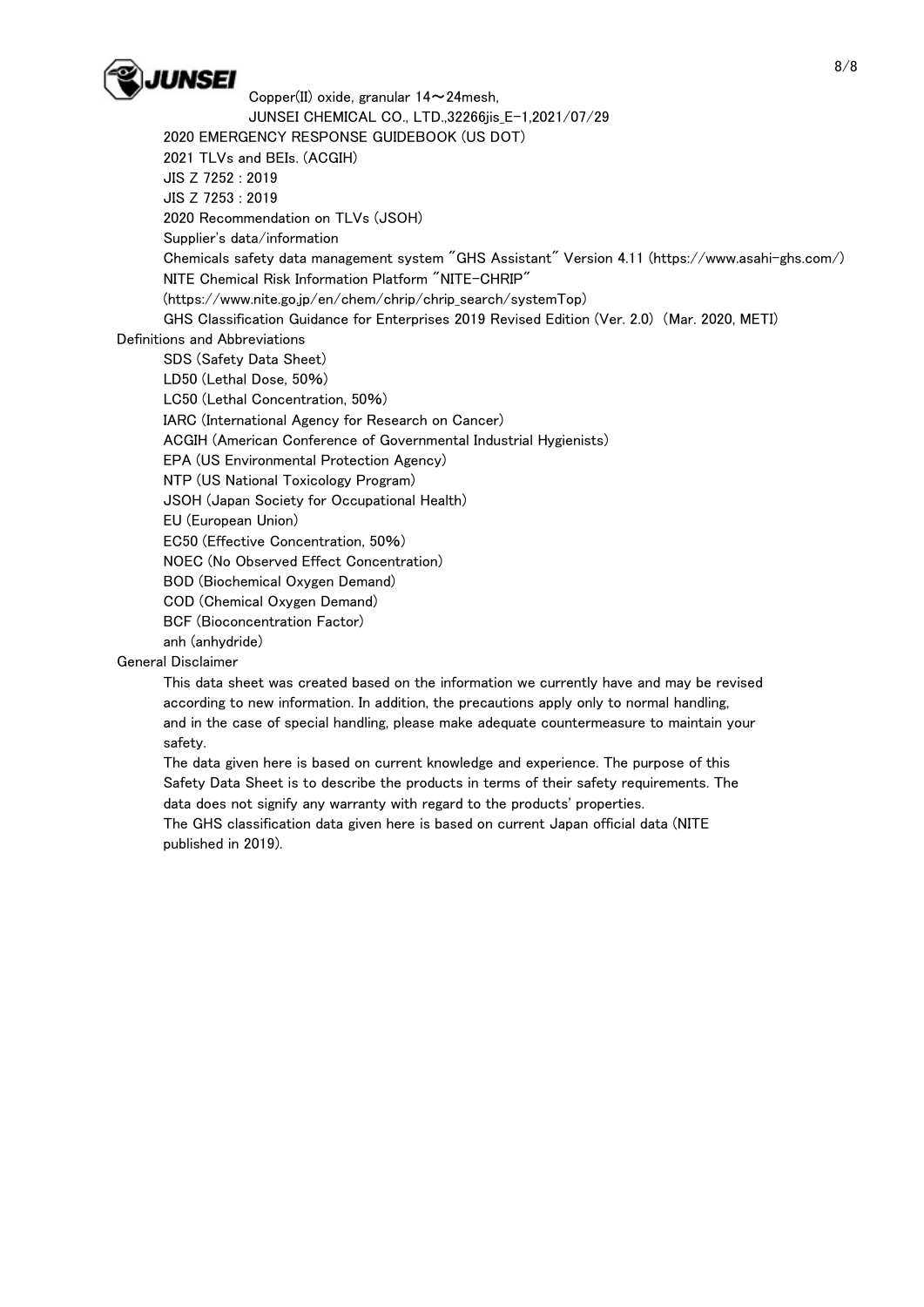2020 EMERGENCY RESPONSE GUIDEBOOK (US DOT)
2021 TLVs and BEIs. (ACGIH)
JIS Z 7252 : 2019
JIS Z 7253 : 2019
2020 Recommendation on TLVs (JSOH)
Supplier's data/information
Chemicals safety data management system "GHS Assistant" Version 4.11 (https://www.asahi-ghs.com/)
NITE Chemical Risk Information Platform "NITE-CHRIP"
(https://www.nite.go.jp/en/chem/chrip/chrip_search/systemTop)
GHS Classification Guidance for Enterprises 2019 Revised Edition (Ver. 2.0) (Mar. 2020, METI)

Definitions and Abbreviations

SDS (Safety Data Sheet)
LD50 (Lethal Dose, 50%)
LC50 (Lethal Concentration, 50%)
IARC (International Agency for Research on Cancer)
ACGIH (American Conference of Governmental Industrial Hygienists)
EPA (US Environmental Protection Agency)
NTP (US National Toxicology Program)
JSOH (Japan Society for Occupational Health)
EU (European Union)
EC50 (Effective Concentration, 50%)
NOEC (No Observed Effect Concentration)
BOD (Biochemical Oxygen Demand)
COD (Chemical Oxygen Demand)
BCF (Bioconcentration Factor)
anh (anhydride)

General Disclaimer

This data sheet was created based on the information we currently have and may be revised according to new information. In addition, the precautions apply only to normal handling, and in the case of special handling, please make adequate countermeasure to maintain your safety.
The data given here is based on current knowledge and experience. The purpose of this Safety Data Sheet is to describe the products in terms of their safety requirements. The data does not signify any warranty with regard to the products' properties.
The GHS classification data given here is based on current Japan official data (NITE published in 2019).